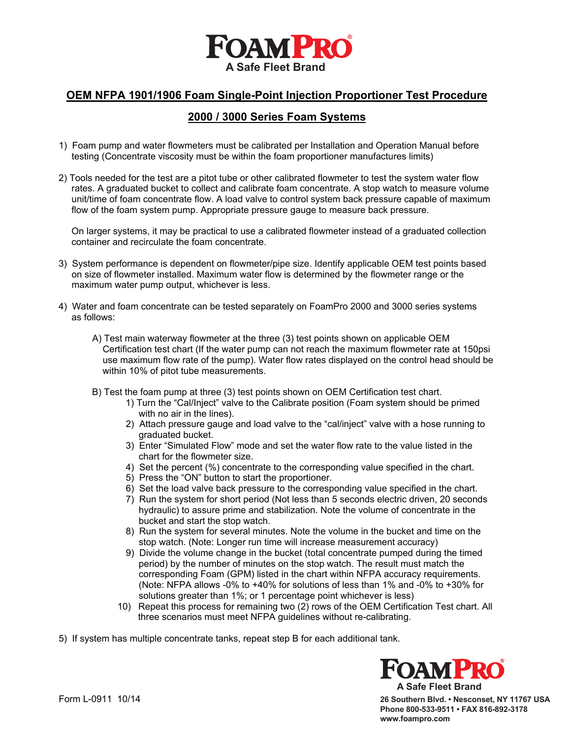**FOAMPRO**
**A Safe Fleet Brand**

# OEM NFPA 1901/1906 Foam Single-Point Injection Proportioner Test Procedure

## 2000 / 3000 Series Foam Systems

1) Foam pump and water flowmeters must be calibrated per Installation and Operation Manual before testing (Concentrate viscosity must be within the foam proportioner manufactures limits)

2) Tools needed for the test are a pitot tube or other calibrated flowmeter to test the system water flow rates. A graduated bucket to collect and calibrate foam concentrate. A stop watch to measure volume unit/time of foam concentrate flow. A load valve to control system back pressure capable of maximum flow of the foam system pump. Appropriate pressure gauge to measure back pressure.

   On larger systems, it may be practical to use a calibrated flowmeter instead of a graduated collection container and recirculate the foam concentrate.

3) System performance is dependent on flowmeter/pipe size. Identify applicable OEM test points based on size of flowmeter installed. Maximum water flow is determined by the flowmeter range or the maximum water pump output, whichever is less.

4) Water and foam concentrate can be tested separately on FoamPro 2000 and 3000 series systems as follows:

   A) Test main waterway flowmeter at the three (3) test points shown on applicable OEM Certification test chart (If the water pump can not reach the maximum flowmeter rate at 150psi use maximum flow rate of the pump). Water flow rates displayed on the control head should be within 10% of pitot tube measurements.

   B) Test the foam pump at three (3) test points shown on OEM Certification test chart.
      1) Turn the "Cal/Inject" valve to the Calibrate position (Foam system should be primed with no air in the lines).
      2) Attach pressure gauge and load valve to the "cal/inject" valve with a hose running to graduated bucket.
      3) Enter "Simulated Flow" mode and set the water flow rate to the value listed in the chart for the flowmeter size.
      4) Set the percent (%) concentrate to the corresponding value specified in the chart.
      5) Press the "ON" button to start the proportioner.
      6) Set the load valve back pressure to the corresponding value specified in the chart.
      7) Run the system for short period (Not less than 5 seconds electric driven, 20 seconds hydraulic) to assure prime and stabilization. Note the volume of concentrate in the bucket and start the stop watch.
      8) Run the system for several minutes. Note the volume in the bucket and time on the stop watch. (Note: Longer run time will increase measurement accuracy)
      9) Divide the volume change in the bucket (total concentrate pumped during the timed period) by the number of minutes on the stop watch. The result must match the corresponding Foam (GPM) listed in the chart within NFPA accuracy requirements. (Note: NFPA allows -0% to +40% for solutions of less than 1% and -0% to +30% for solutions greater than 1%; or 1 percentage point whichever is less)
      10) Repeat this process for remaining two (2) rows of the OEM Certification Test chart. All three scenarios must meet NFPA guidelines without re-calibrating.

5) If system has multiple concentrate tanks, repeat step B for each additional tank.

Form L-0911 10/14

**FOAMPRO**
**A Safe Fleet Brand**
**26 Southern Blvd. • Nesconset, NY 11767 USA**
**Phone 800-533-9511 • FAX 816-892-3178**
**www.foampro.com**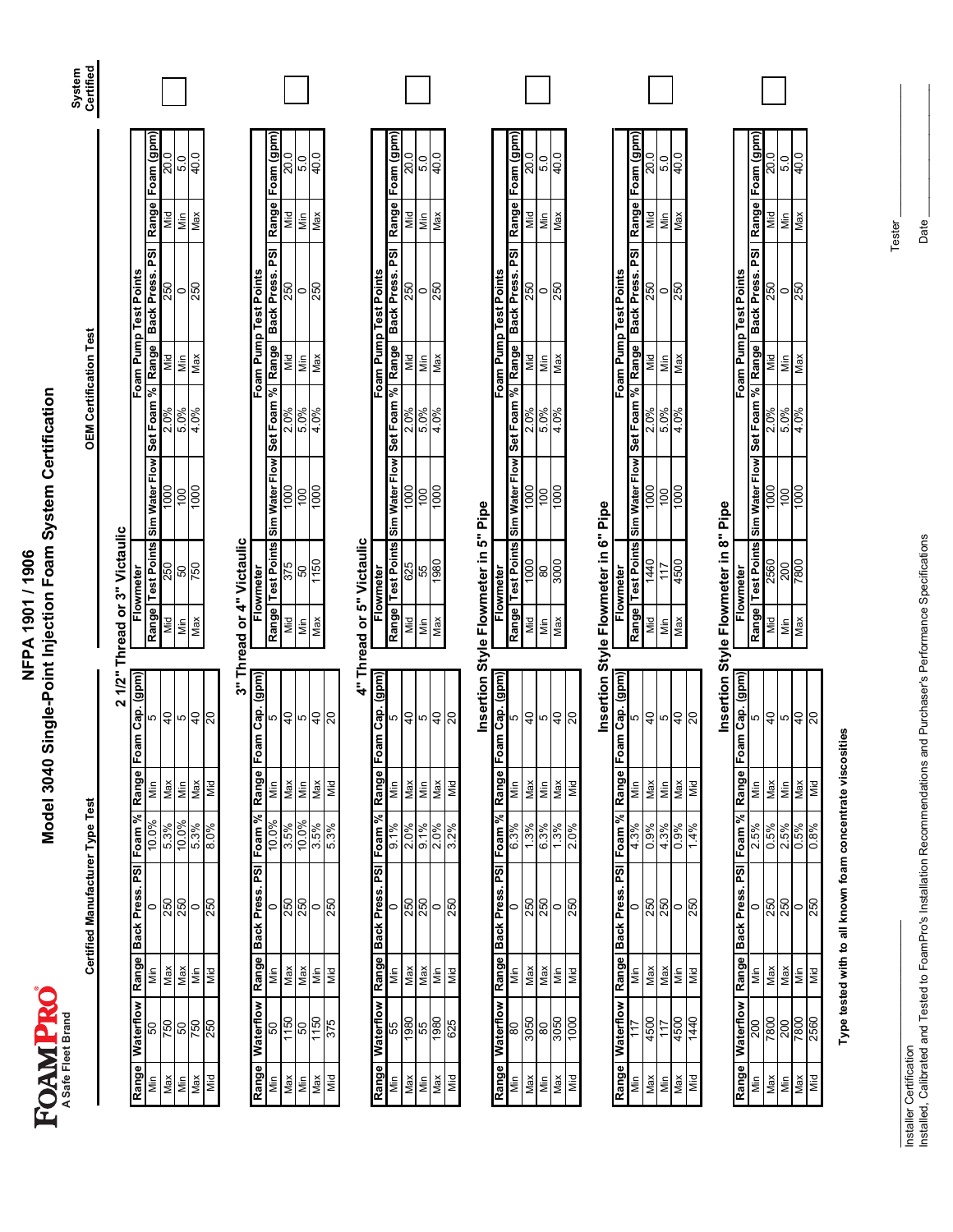FoamPro® A Safe Fleet Brand

# NFPA 1901 / 1906

## Model 3040 Single-Point Injection Foam System Certification

**Certified Manufacturer Type Test** | **OEM Certification Test** | **System Certified**

### 2 1/2" Thread or 3" Victaulic

| Range | Waterflow | Range | Back Press. PSI | Foam % | Range | Foam Cap. (gpm) |
|---|---|---|---|---|---|---|
| Min | 50 | Min | 0 | 10.0% | Min | 5 |
| Max | 750 | Max | 250 | 5.3% | Max | 40 |
| Min | 50 | Max | 250 | 10.0% | Min | 5 |
| Max | 750 | Min | 0 | 5.3% | Max | 40 |
| Mid | 250 | Mid | 250 | 8.0% | Mid | 20 |

| Flowmeter | | Foam Pump Test Points | | | | | | |
|---|---|---|---|---|---|---|---|---|
| Range | Test Points | Sim Water Flow | Set Foam % | Range | Back Press. PSI | Range | Foam (gpm) | System Certified |
| Mid | 250 | 1000 | 2.0% | Mid | 250 | Mid | 20.0 | ☐ |
| Min | 50 | 100 | 5.0% | Min | 0 | Min | 5.0 | |
| Max | 750 | 1000 | 4.0% | Max | 250 | Max | 40.0 | |

### 3" Thread or 4" Victaulic

| Range | Waterflow | Range | Back Press. PSI | Foam % | Range | Foam Cap. (gpm) |
|---|---|---|---|---|---|---|
| Min | 50 | Min | 0 | 10.0% | Min | 5 |
| Max | 1150 | Max | 250 | 3.5% | Max | 40 |
| Min | 50 | Max | 250 | 10.0% | Min | 5 |
| Max | 1150 | Min | 0 | 3.5% | Max | 40 |
| Mid | 375 | Mid | 250 | 5.3% | Mid | 20 |

| Flowmeter | | Foam Pump Test Points | | | | | | |
|---|---|---|---|---|---|---|---|---|
| Range | Test Points | Sim Water Flow | Set Foam % | Range | Back Press. PSI | Range | Foam (gpm) | System Certified |
| Mid | 375 | 1000 | 2.0% | Mid | 250 | Mid | 20.0 | ☐ |
| Min | 50 | 100 | 5.0% | Min | 0 | Min | 5.0 | |
| Max | 1150 | 1000 | 4.0% | Max | 250 | Max | 40.0 | |

### 4" Thread or 5" Victaulic

| Range | Waterflow | Range | Back Press. PSI | Foam % | Range | Foam Cap. (gpm) |
|---|---|---|---|---|---|---|
| Min | 55 | Min | 0 | 9.1% | Min | 5 |
| Max | 1980 | Max | 250 | 2.0% | Max | 40 |
| Min | 55 | Max | 250 | 9.1% | Min | 5 |
| Max | 1980 | Min | 0 | 2.0% | Max | 40 |
| Mid | 625 | Mid | 250 | 3.2% | Mid | 20 |

| Flowmeter | | Foam Pump Test Points | | | | | | |
|---|---|---|---|---|---|---|---|---|
| Range | Test Points | Sim Water Flow | Set Foam % | Range | Back Press. PSI | Range | Foam (gpm) | System Certified |
| Mid | 625 | 1000 | 2.0% | Mid | 250 | Mid | 20.0 | ☐ |
| Min | 55 | 100 | 5.0% | Min | 0 | Min | 5.0 | |
| Max | 1980 | 1000 | 4.0% | Max | 250 | Max | 40.0 | |

### Insertion Style Flowmeter in 5" Pipe

| Range | Waterflow | Range | Back Press. PSI | Foam % | Range | Foam Cap. (gpm) |
|---|---|---|---|---|---|---|
| Min | 80 | Min | 0 | 6.3% | Min | 5 |
| Max | 3050 | Max | 250 | 1.3% | Max | 40 |
| Min | 80 | Max | 250 | 6.3% | Min | 5 |
| Max | 3050 | Min | 0 | 1.3% | Max | 40 |
| Mid | 1000 | Mid | 250 | 2.0% | Mid | 20 |

| Flowmeter | | Foam Pump Test Points | | | | | | |
|---|---|---|---|---|---|---|---|---|
| Range | Test Points | Sim Water Flow | Set Foam % | Range | Back Press. PSI | Range | Foam (gpm) | System Certified |
| Mid | 1000 | 1000 | 2.0% | Mid | 250 | Mid | 20.0 | ☐ |
| Min | 80 | 100 | 5.0% | Min | 0 | Min | 5.0 | |
| Max | 3000 | 1000 | 4.0% | Max | 250 | Max | 40.0 | |

### Insertion Style Flowmeter in 6" Pipe

| Range | Waterflow | Range | Back Press. PSI | Foam % | Range | Foam Cap. (gpm) |
|---|---|---|---|---|---|---|
| Min | 117 | Min | 0 | 4.3% | Min | 5 |
| Max | 4500 | Max | 250 | 0.9% | Max | 40 |
| Min | 117 | Max | 250 | 4.3% | Min | 5 |
| Max | 4500 | Min | 0 | 0.9% | Max | 40 |
| Mid | 1440 | Mid | 250 | 1.4% | Mid | 20 |

| Flowmeter | | Foam Pump Test Points | | | | | | |
|---|---|---|---|---|---|---|---|---|
| Range | Test Points | Sim Water Flow | Set Foam % | Range | Back Press. PSI | Range | Foam (gpm) | System Certified |
| Mid | 1440 | 1000 | 2.0% | Mid | 250 | Mid | 20.0 | ☐ |
| Min | 117 | 100 | 5.0% | Min | 0 | Min | 5.0 | |
| Max | 4500 | 1000 | 4.0% | Max | 250 | Max | 40.0 | |

### Insertion Style Flowmeter in 8" Pipe

| Range | Waterflow | Range | Back Press. PSI | Foam % | Range | Foam Cap. (gpm) |
|---|---|---|---|---|---|---|
| Min | 200 | Min | 0 | 2.5% | Min | 5 |
| Max | 7800 | Max | 250 | 0.5% | Max | 40 |
| Min | 200 | Max | 250 | 2.5% | Min | 5 |
| Max | 7800 | Min | 0 | 0.5% | Max | 40 |
| Mid | 2560 | Mid | 250 | 0.8% | Mid | 20 |

| Flowmeter | | Foam Pump Test Points | | | | | | |
|---|---|---|---|---|---|---|---|---|
| Range | Test Points | Sim Water Flow | Set Foam % | Range | Back Press. PSI | Range | Foam (gpm) | System Certified |
| Mid | 2560 | 1000 | 2.0% | Mid | 250 | Mid | 20.0 | ☐ |
| Min | 200 | 100 | 5.0% | Min | 0 | Min | 5.0 | |
| Max | 7800 | 1000 | 4.0% | Max | 250 | Max | 40.0 | |

**Type tested with to all known foam concentrate viscosities**

Installer Certification
Installed, Calibrated and Tested to FoamPro's Installation Recommendations and Purchaser's Performance Specifications

Tester ____________________

Date ____________________